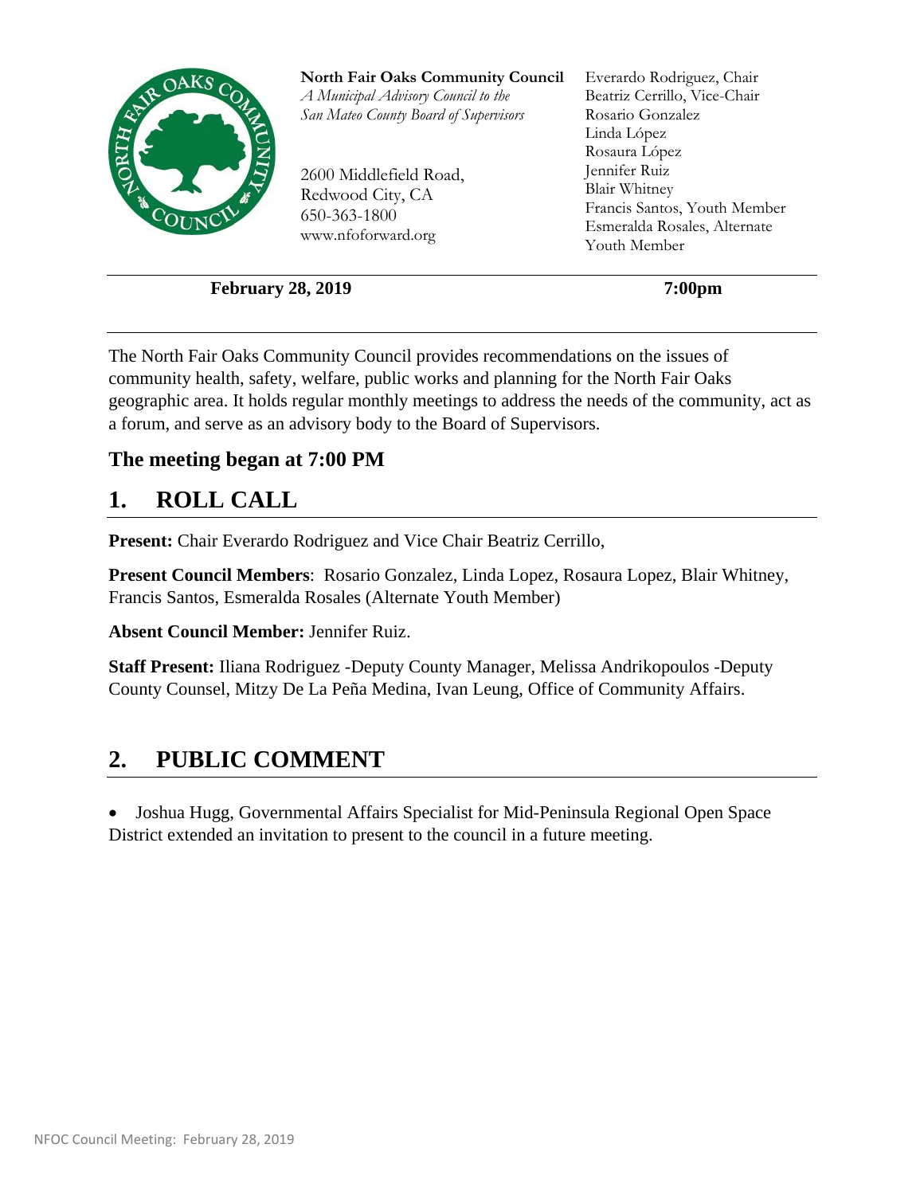**North Fair Oaks Community Council**
*A Municipal Advisory Council to the San Mateo County Board of Supervisors*

2600 Middlefield Road,
Redwood City, CA
650-363-1800
www.nfoforward.org

Everardo Rodriguez, Chair
Beatriz Cerrillo, Vice-Chair
Rosario Gonzalez
Linda López
Rosaura López
Jennifer Ruiz
Blair Whitney
Francis Santos, Youth Member
Esmeralda Rosales, Alternate Youth Member

**February 28, 2019** **7:00pm**

The North Fair Oaks Community Council provides recommendations on the issues of community health, safety, welfare, public works and planning for the North Fair Oaks geographic area. It holds regular monthly meetings to address the needs of the community, act as a forum, and serve as an advisory body to the Board of Supervisors.

### The meeting began at 7:00 PM

## 1. ROLL CALL

**Present:** Chair Everardo Rodriguez and Vice Chair Beatriz Cerrillo,

**Present Council Members**: Rosario Gonzalez, Linda Lopez, Rosaura Lopez, Blair Whitney, Francis Santos, Esmeralda Rosales (Alternate Youth Member)

**Absent Council Member:** Jennifer Ruiz.

**Staff Present:** Iliana Rodriguez -Deputy County Manager, Melissa Andrikopoulos -Deputy County Counsel, Mitzy De La Peña Medina, Ivan Leung, Office of Community Affairs.

## 2. PUBLIC COMMENT

- Joshua Hugg, Governmental Affairs Specialist for Mid-Peninsula Regional Open Space District extended an invitation to present to the council in a future meeting.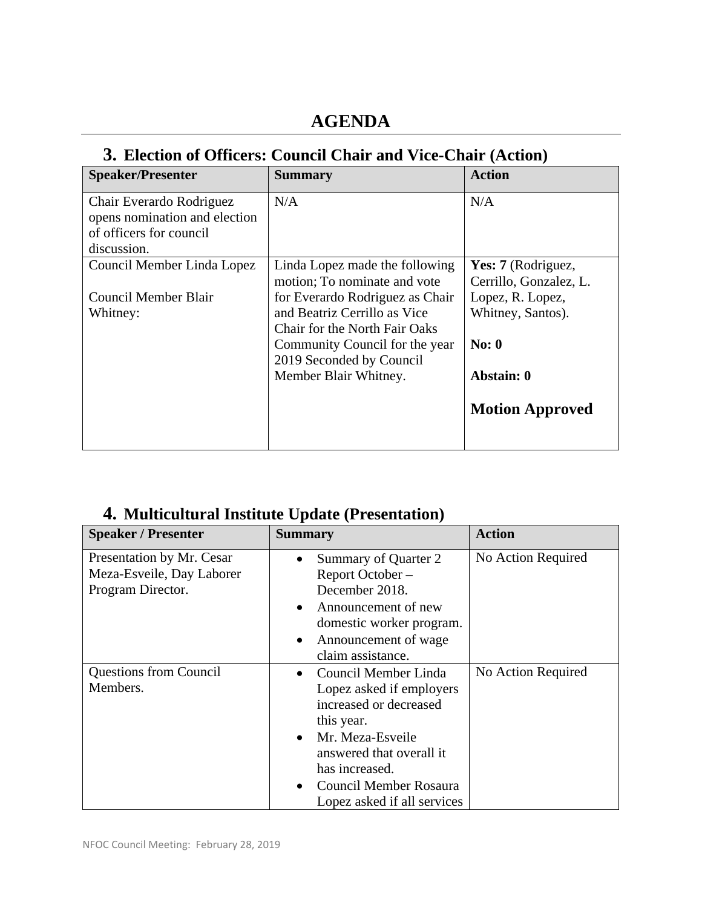# AGENDA

## 3. Election of Officers: Council Chair and Vice-Chair (Action)

| Speaker/Presenter | Summary | Action |
|---|---|---|
| Chair Everardo Rodriguez opens nomination and election of officers for council discussion. | N/A | N/A |
| Council Member Linda Lopez<br><br>Council Member Blair Whitney: | Linda Lopez made the following motion; To nominate and vote for Everardo Rodriguez as Chair and Beatriz Cerrillo as Vice Chair for the North Fair Oaks Community Council for the year 2019 Seconded by Council Member Blair Whitney. | **Yes: 7** (Rodriguez, Cerrillo, Gonzalez, L. Lopez, R. Lopez, Whitney, Santos).<br><br>**No: 0**<br><br>**Abstain: 0**<br><br>**Motion Approved** |

## 4. Multicultural Institute Update (Presentation)

| Speaker / Presenter | Summary | Action |
|---|---|---|
| Presentation by Mr. Cesar Meza-Esveile, Day Laborer Program Director. | • Summary of Quarter 2 Report October – December 2018.<br>• Announcement of new domestic worker program.<br>• Announcement of wage claim assistance. | No Action Required |
| Questions from Council Members. | • Council Member Linda Lopez asked if employers increased or decreased this year.<br>• Mr. Meza-Esveile answered that overall it has increased.<br>• Council Member Rosaura Lopez asked if all services | No Action Required |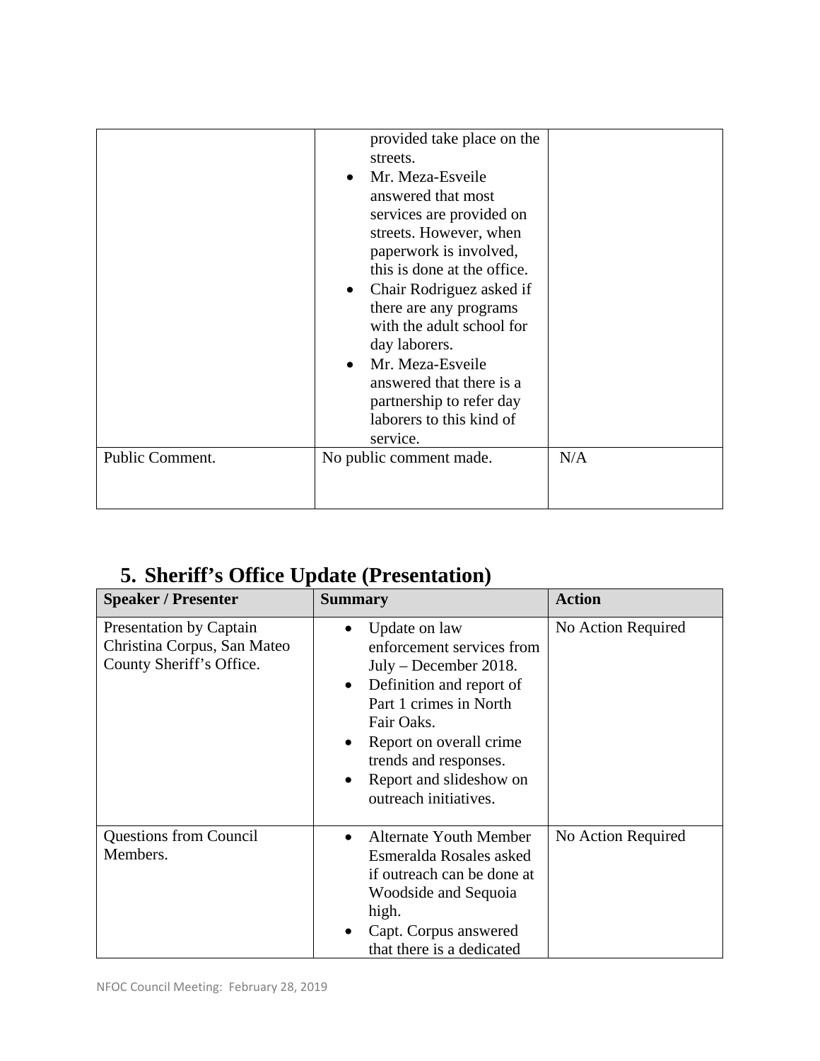| | | |
|---|---|---|
| | provided take place on the streets.<br>• Mr. Meza-Esveile answered that most services are provided on streets. However, when paperwork is involved, this is done at the office.<br>• Chair Rodriguez asked if there are any programs with the adult school for day laborers.<br>• Mr. Meza-Esveile answered that there is a partnership to refer day laborers to this kind of service. | |
| Public Comment. | No public comment made. | N/A |

## 5. Sheriff's Office Update (Presentation)

| **Speaker / Presenter** | **Summary** | **Action** |
|---|---|---|
| Presentation by Captain Christina Corpus, San Mateo County Sheriff's Office. | • Update on law enforcement services from July – December 2018.<br>• Definition and report of Part 1 crimes in North Fair Oaks.<br>• Report on overall crime trends and responses.<br>• Report and slideshow on outreach initiatives. | No Action Required |
| Questions from Council Members. | • Alternate Youth Member Esmeralda Rosales asked if outreach can be done at Woodside and Sequoia high.<br>• Capt. Corpus answered that there is a dedicated | No Action Required |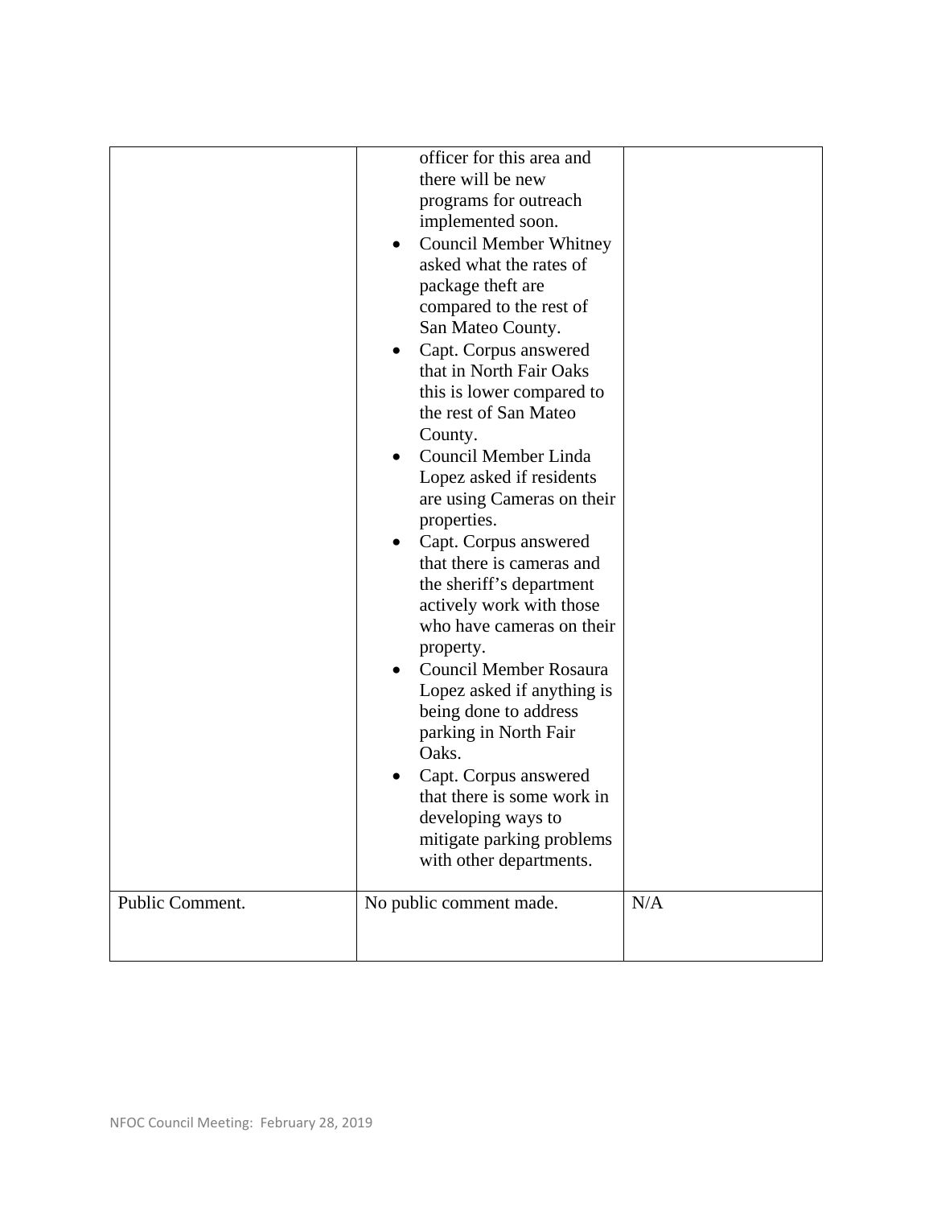| | | |
|---|---|---|
| | officer for this area and there will be new programs for outreach implemented soon.<br>• Council Member Whitney asked what the rates of package theft are compared to the rest of San Mateo County.<br>• Capt. Corpus answered that in North Fair Oaks this is lower compared to the rest of San Mateo County.<br>• Council Member Linda Lopez asked if residents are using Cameras on their properties.<br>• Capt. Corpus answered that there is cameras and the sheriff's department actively work with those who have cameras on their property.<br>• Council Member Rosaura Lopez asked if anything is being done to address parking in North Fair Oaks.<br>• Capt. Corpus answered that there is some work in developing ways to mitigate parking problems with other departments. | |
| Public Comment. | No public comment made. | N/A |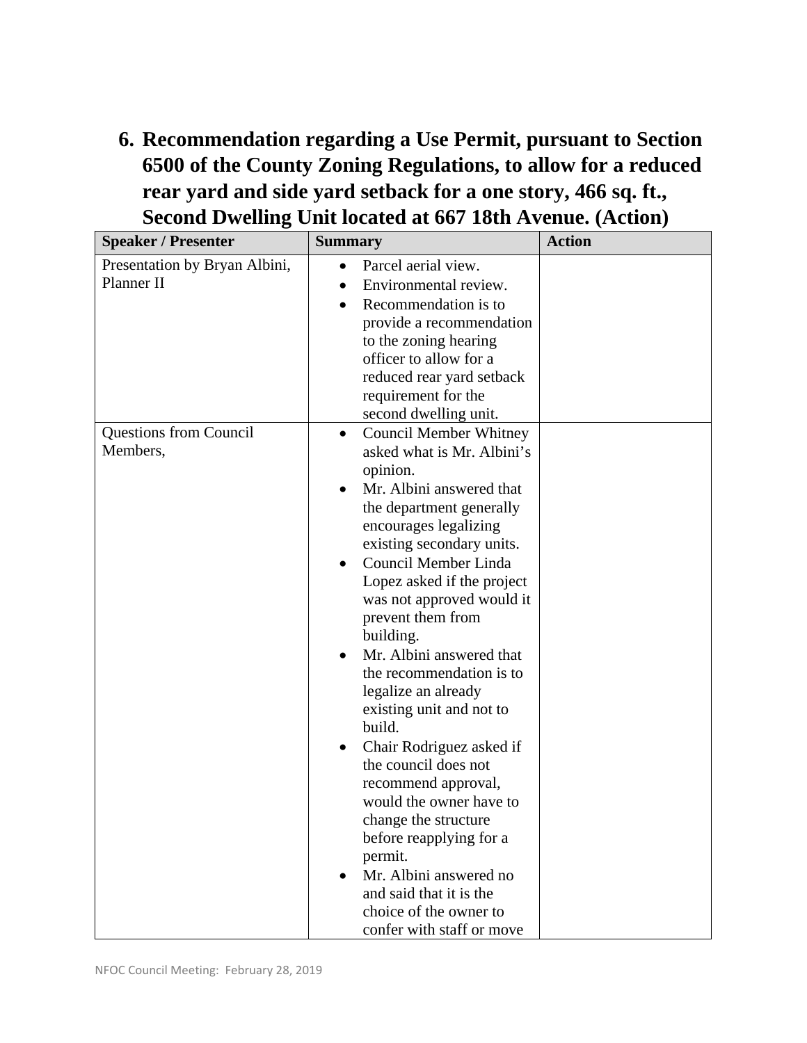## 6. Recommendation regarding a Use Permit, pursuant to Section 6500 of the County Zoning Regulations, to allow for a reduced rear yard and side yard setback for a one story, 466 sq. ft., Second Dwelling Unit located at 667 18th Avenue. (Action)

| Speaker / Presenter | Summary | Action |
|---|---|---|
| Presentation by Bryan Albini, Planner II | • Parcel aerial view.<br>• Environmental review.<br>• Recommendation is to provide a recommendation to the zoning hearing officer to allow for a reduced rear yard setback requirement for the second dwelling unit. | |
| Questions from Council Members, | • Council Member Whitney asked what is Mr. Albini's opinion.<br>• Mr. Albini answered that the department generally encourages legalizing existing secondary units.<br>• Council Member Linda Lopez asked if the project was not approved would it prevent them from building.<br>• Mr. Albini answered that the recommendation is to legalize an already existing unit and not to build.<br>• Chair Rodriguez asked if the council does not recommend approval, would the owner have to change the structure before reapplying for a permit.<br>• Mr. Albini answered no and said that it is the choice of the owner to confer with staff or move | |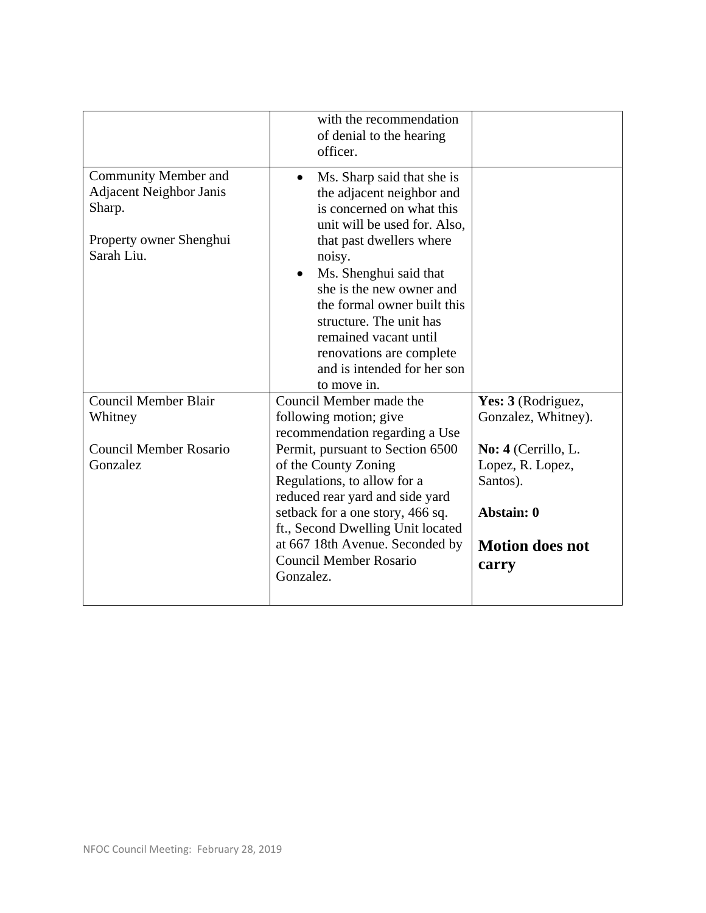| | | |
|---|---|---|
| | with the recommendation of denial to the hearing officer. | |
| Community Member and Adjacent Neighbor Janis Sharp.<br><br>Property owner Shenghui Sarah Liu. | • Ms. Sharp said that she is the adjacent neighbor and is concerned on what this unit will be used for. Also, that past dwellers where noisy.<br>• Ms. Shenghui said that she is the new owner and the formal owner built this structure. The unit has remained vacant until renovations are complete and is intended for her son to move in. | |
| Council Member Blair Whitney<br><br>Council Member Rosario Gonzalez | Council Member made the following motion; give recommendation regarding a Use Permit, pursuant to Section 6500 of the County Zoning Regulations, to allow for a reduced rear yard and side yard setback for a one story, 466 sq. ft., Second Dwelling Unit located at 667 18th Avenue. Seconded by Council Member Rosario Gonzalez. | **Yes: 3** (Rodriguez, Gonzalez, Whitney).<br><br>**No: 4** (Cerrillo, L. Lopez, R. Lopez, Santos).<br><br>**Abstain: 0**<br><br>**Motion does not carry** |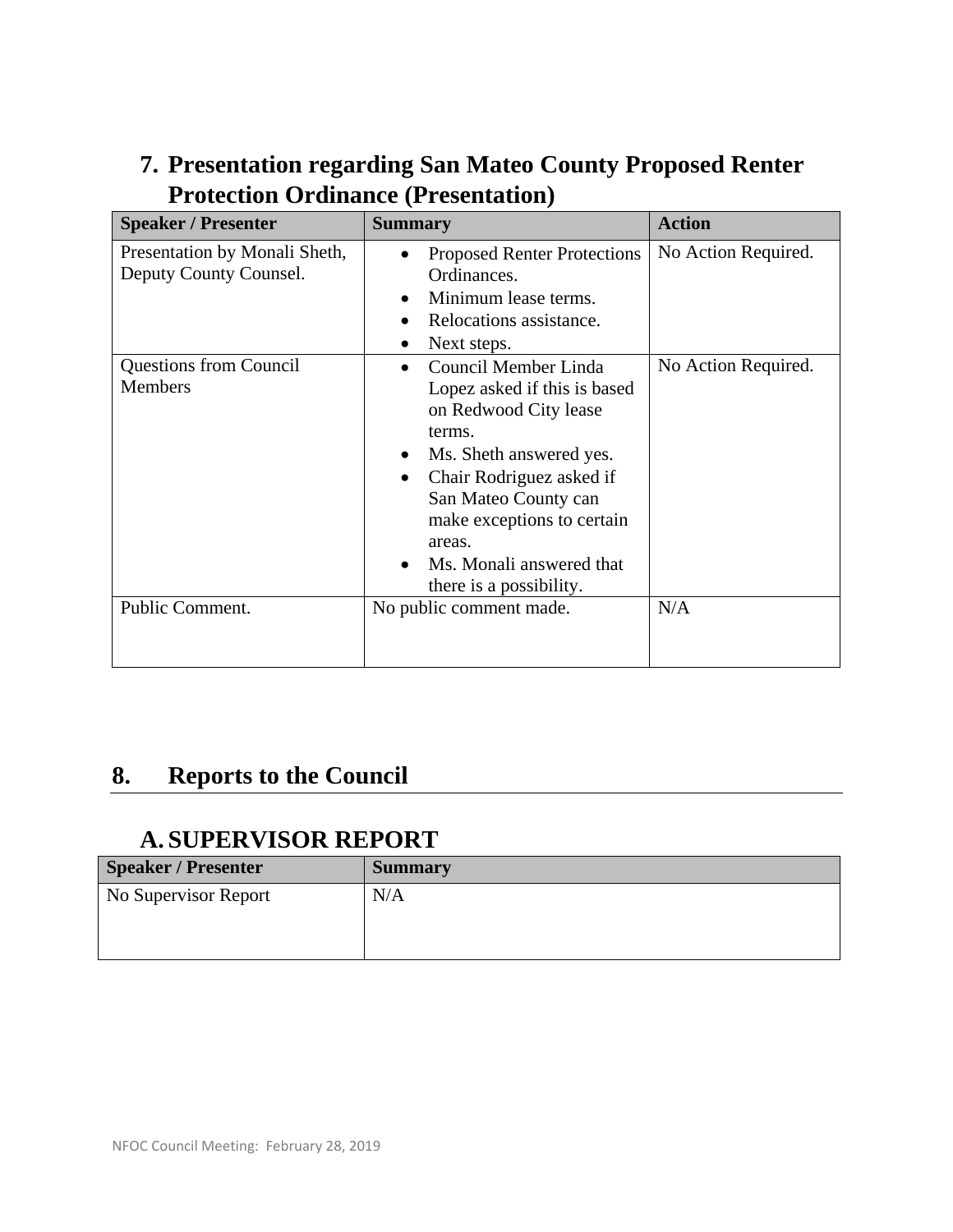## 7. Presentation regarding San Mateo County Proposed Renter Protection Ordinance (Presentation)

| Speaker / Presenter | Summary | Action |
| --- | --- | --- |
| Presentation by Monali Sheth, Deputy County Counsel. | • Proposed Renter Protections Ordinances.<br>• Minimum lease terms.<br>• Relocations assistance.<br>• Next steps. | No Action Required. |
| Questions from Council Members | • Council Member Linda Lopez asked if this is based on Redwood City lease terms.<br>• Ms. Sheth answered yes.<br>• Chair Rodriguez asked if San Mateo County can make exceptions to certain areas.<br>• Ms. Monali answered that there is a possibility. | No Action Required. |
| Public Comment. | No public comment made. | N/A |

## 8. Reports to the Council

### A. SUPERVISOR REPORT

| Speaker / Presenter | Summary |
| --- | --- |
| No Supervisor Report | N/A |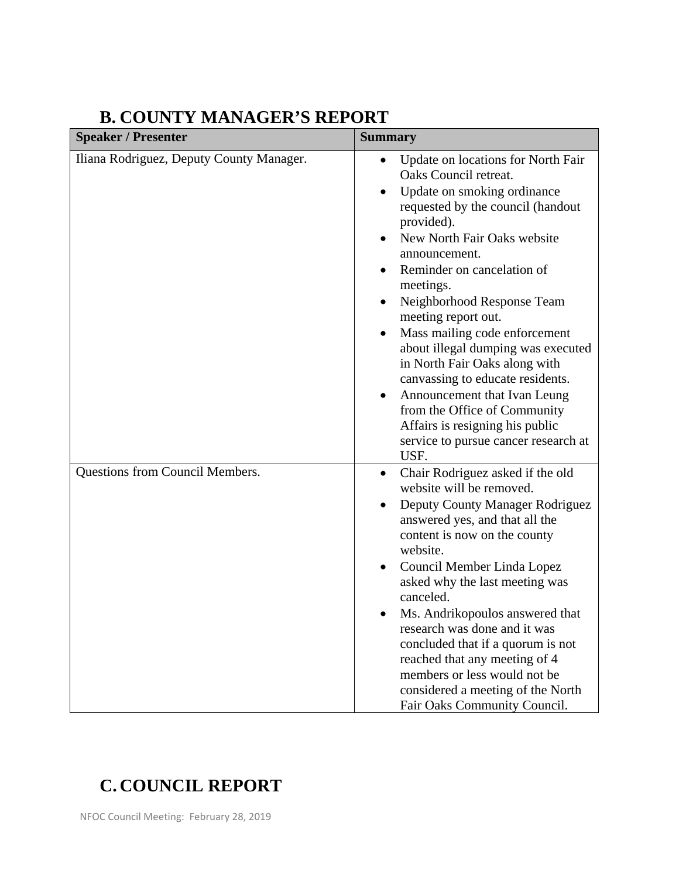## B. COUNTY MANAGER'S REPORT

| Speaker / Presenter | Summary |
|---|---|
| Iliana Rodriguez, Deputy County Manager. | • Update on locations for North Fair Oaks Council retreat.<br>• Update on smoking ordinance requested by the council (handout provided).<br>• New North Fair Oaks website announcement.<br>• Reminder on cancelation of meetings.<br>• Neighborhood Response Team meeting report out.<br>• Mass mailing code enforcement about illegal dumping was executed in North Fair Oaks along with canvassing to educate residents.<br>• Announcement that Ivan Leung from the Office of Community Affairs is resigning his public service to pursue cancer research at USF. |
| Questions from Council Members. | • Chair Rodriguez asked if the old website will be removed.<br>• Deputy County Manager Rodriguez answered yes, and that all the content is now on the county website.<br>• Council Member Linda Lopez asked why the last meeting was canceled.<br>• Ms. Andrikopoulos answered that research was done and it was concluded that if a quorum is not reached that any meeting of 4 members or less would not be considered a meeting of the North Fair Oaks Community Council. |

## C. COUNCIL REPORT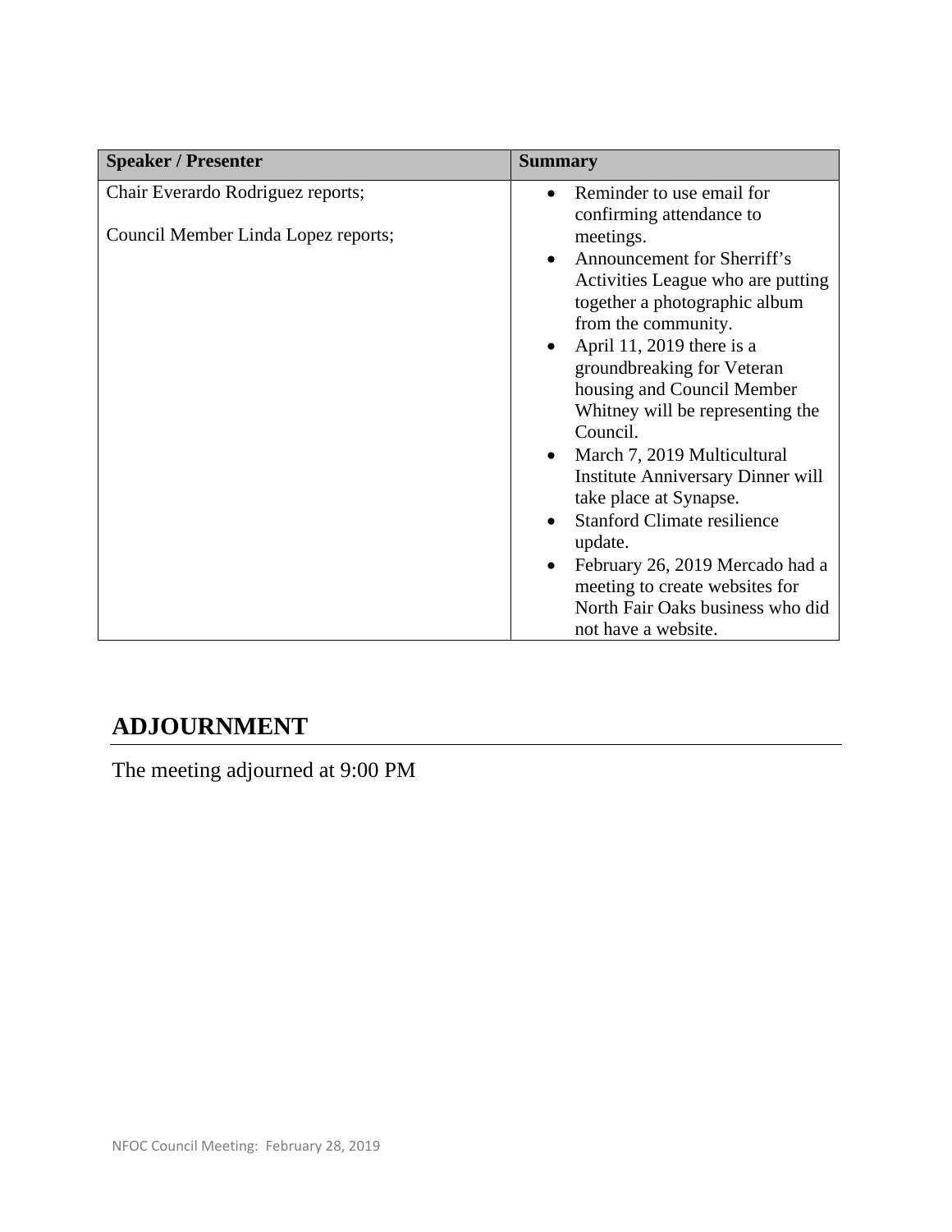| Speaker / Presenter | Summary |
|---|---|
| Chair Everardo Rodriguez reports;<br><br>Council Member Linda Lopez reports; | • Reminder to use email for confirming attendance to meetings.<br>• Announcement for Sherriff's Activities League who are putting together a photographic album from the community.<br>• April 11, 2019 there is a groundbreaking for Veteran housing and Council Member Whitney will be representing the Council.<br>• March 7, 2019 Multicultural Institute Anniversary Dinner will take place at Synapse.<br>• Stanford Climate resilience update.<br>• February 26, 2019 Mercado had a meeting to create websites for North Fair Oaks business who did not have a website. |

## ADJOURNMENT

The meeting adjourned at 9:00 PM